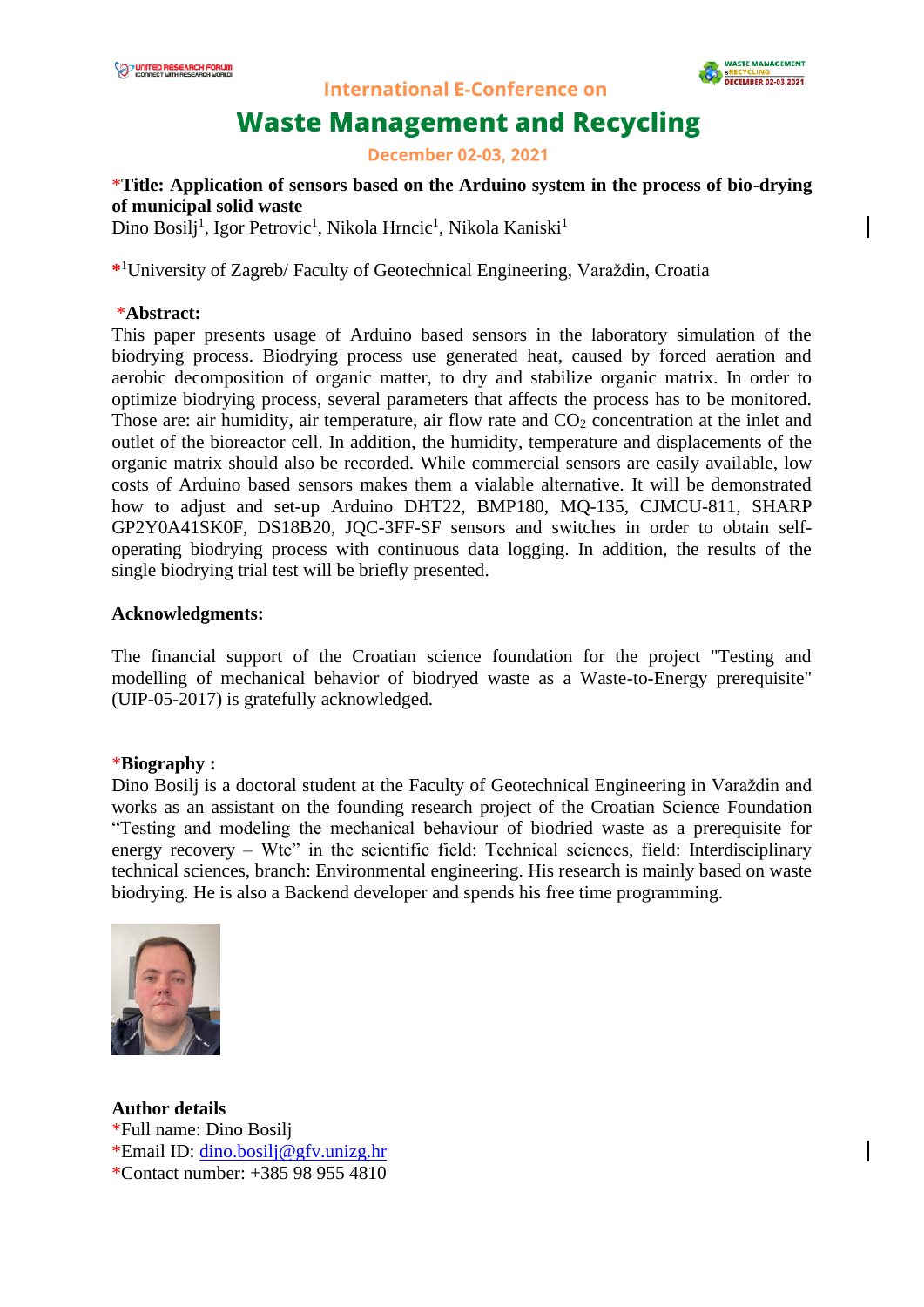International E-Conference on

# Waste Management and Recycling

December 02-03, 2021

*__Title: Application of sensors based on the Arduino system in the process of bio-drying of municipal solid waste__

Dino Bosilj[1], Igor Petrovic[1], Nikola Hrncic[1], Nikola Kaniski[1]

*[1]University of Zagreb/ Faculty of Geotechnical Engineering, Varaždin, Croatia

***Abstract:**

This paper presents usage of Arduino based sensors in the laboratory simulation of the biodrying process. Biodrying process use generated heat, caused by forced aeration and aerobic decomposition of organic matter, to dry and stabilize organic matrix. In order to optimize biodrying process, several parameters that affects the process has to be monitored. Those are: air humidity, air temperature, air flow rate and $CO_2$ concentration at the inlet and outlet of the bioreactor cell. In addition, the humidity, temperature and displacements of the organic matrix should also be recorded. While commercial sensors are easily available, low costs of Arduino based sensors makes them a vialable alternative. It will be demonstrated how to adjust and set-up Arduino DHT22, BMP180, MQ-135, CJMCU-811, SHARP GP2Y0A41SK0F, DS18B20, JQC-3FF-SF sensors and switches in order to obtain self-operating biodrying process with continuous data logging. In addition, the results of the single biodrying trial test will be briefly presented.

**Acknowledgments:**

The financial support of the Croatian science foundation for the project "Testing and modelling of mechanical behavior of biodryed waste as a Waste-to-Energy prerequisite" (UIP-05-2017) is gratefully acknowledged.

***Biography :**

Dino Bosilj is a doctoral student at the Faculty of Geotechnical Engineering in Varaždin and works as an assistant on the founding research project of the Croatian Science Foundation "Testing and modeling the mechanical behaviour of biodried waste as a prerequisite for energy recovery – Wte" in the scientific field: Technical sciences, field: Interdisciplinary technical sciences, branch: Environmental engineering. His research is mainly based on waste biodrying. He is also a Backend developer and spends his free time programming.

**Author details**

*Full name: Dino Bosilj

*Email ID: dino.bosilj@gfv.unizg.hr

*Contact number: +385 98 955 4810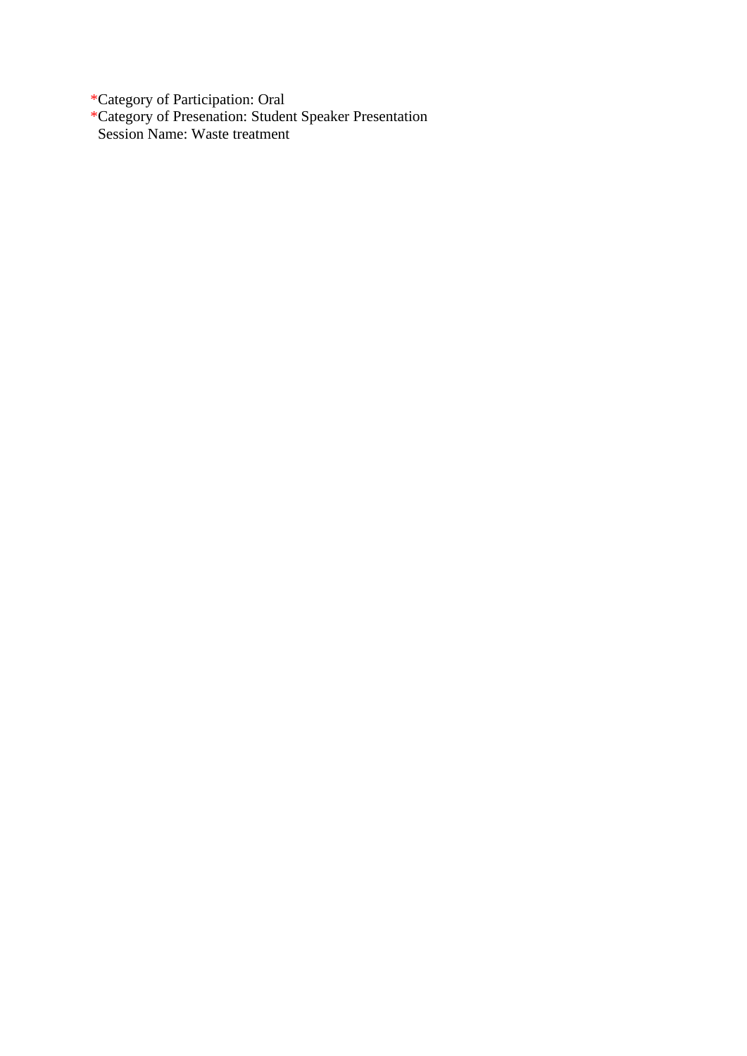*Category of Participation: Oral
*Category of Presenation: Student Speaker Presentation
Session Name: Waste treatment